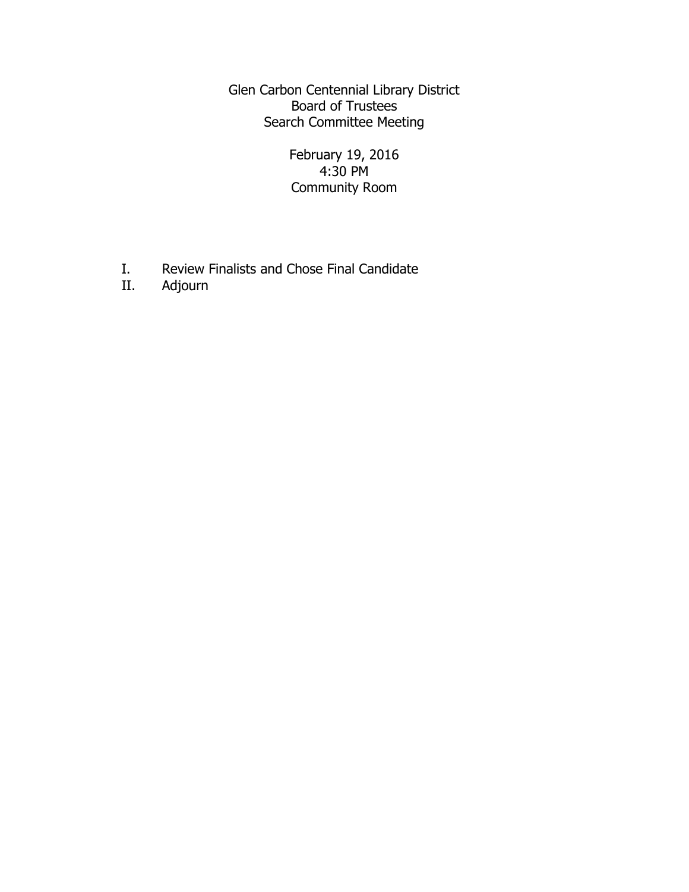Glen Carbon Centennial Library District
Board of Trustees
Search Committee Meeting

February 19, 2016
4:30 PM
Community Room

I. Review Finalists and Chose Final Candidate
II. Adjourn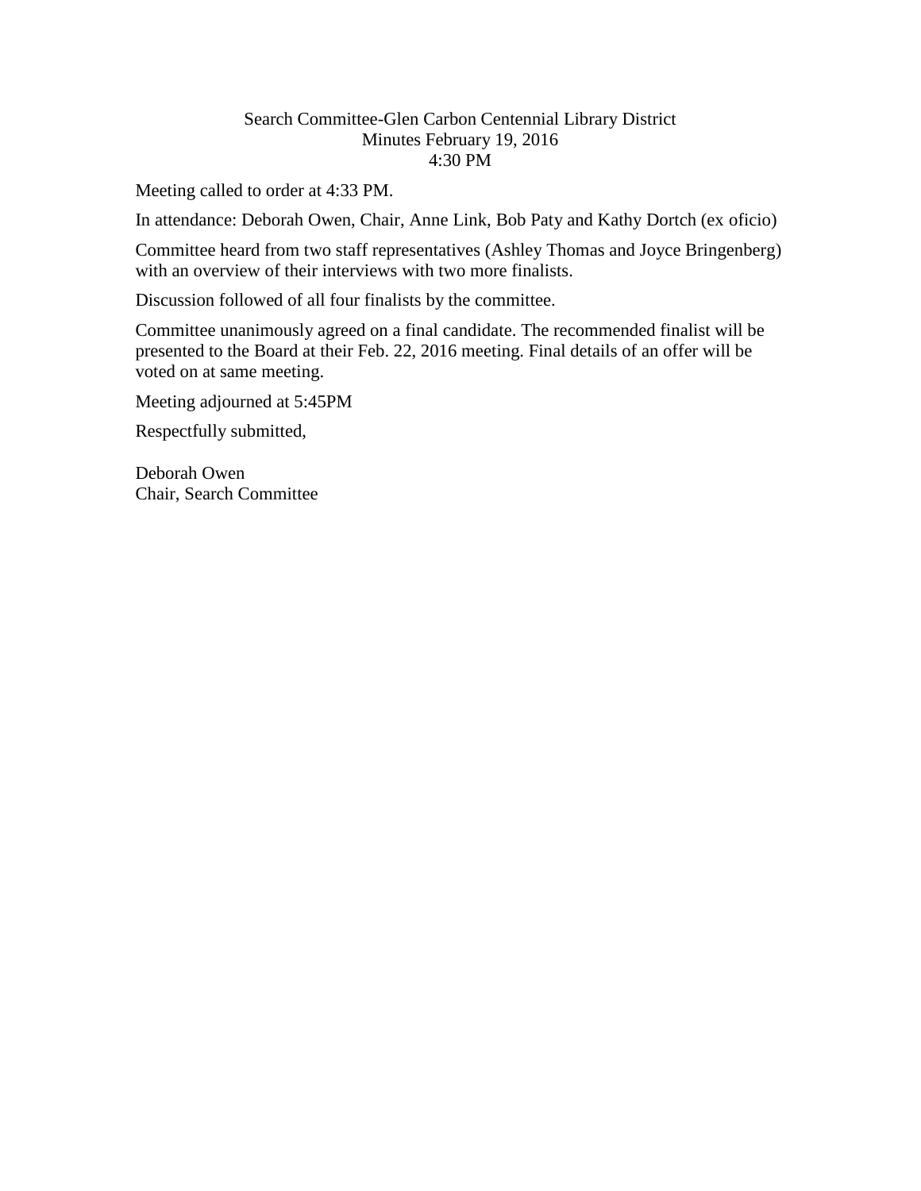Search Committee-Glen Carbon Centennial Library District
Minutes February 19, 2016
4:30 PM

Meeting called to order at 4:33 PM.

In attendance: Deborah Owen, Chair, Anne Link, Bob Paty and Kathy Dortch (ex oficio)

Committee heard from two staff representatives (Ashley Thomas and Joyce Bringenberg) with an overview of their interviews with two more finalists.

Discussion followed of all four finalists by the committee.

Committee unanimously agreed on a final candidate. The recommended finalist will be presented to the Board at their Feb. 22, 2016 meeting. Final details of an offer will be voted on at same meeting.

Meeting adjourned at 5:45PM

Respectfully submitted,

Deborah Owen
Chair, Search Committee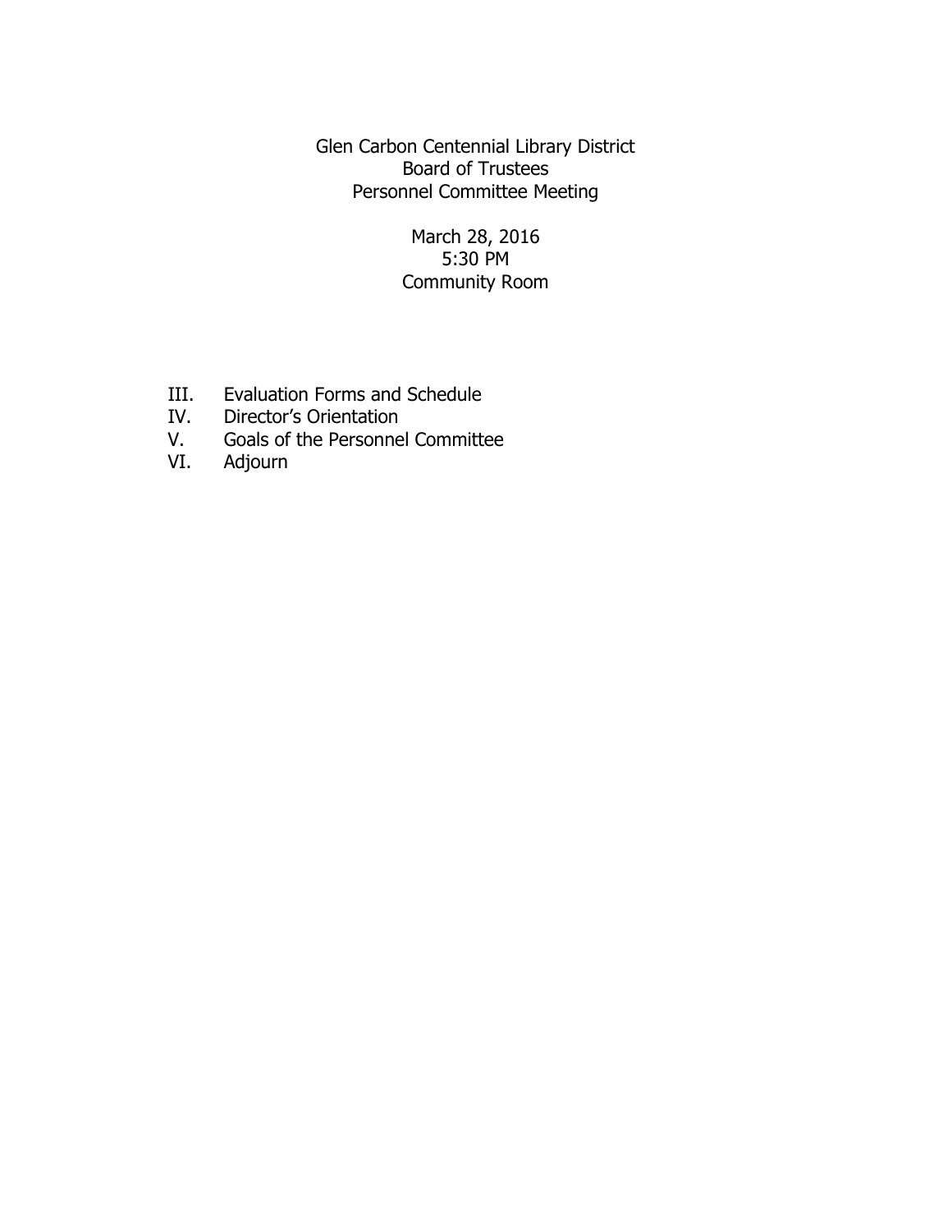Glen Carbon Centennial Library District
Board of Trustees
Personnel Committee Meeting

March 28, 2016
5:30 PM
Community Room

III. Evaluation Forms and Schedule
IV. Director's Orientation
V. Goals of the Personnel Committee
VI. Adjourn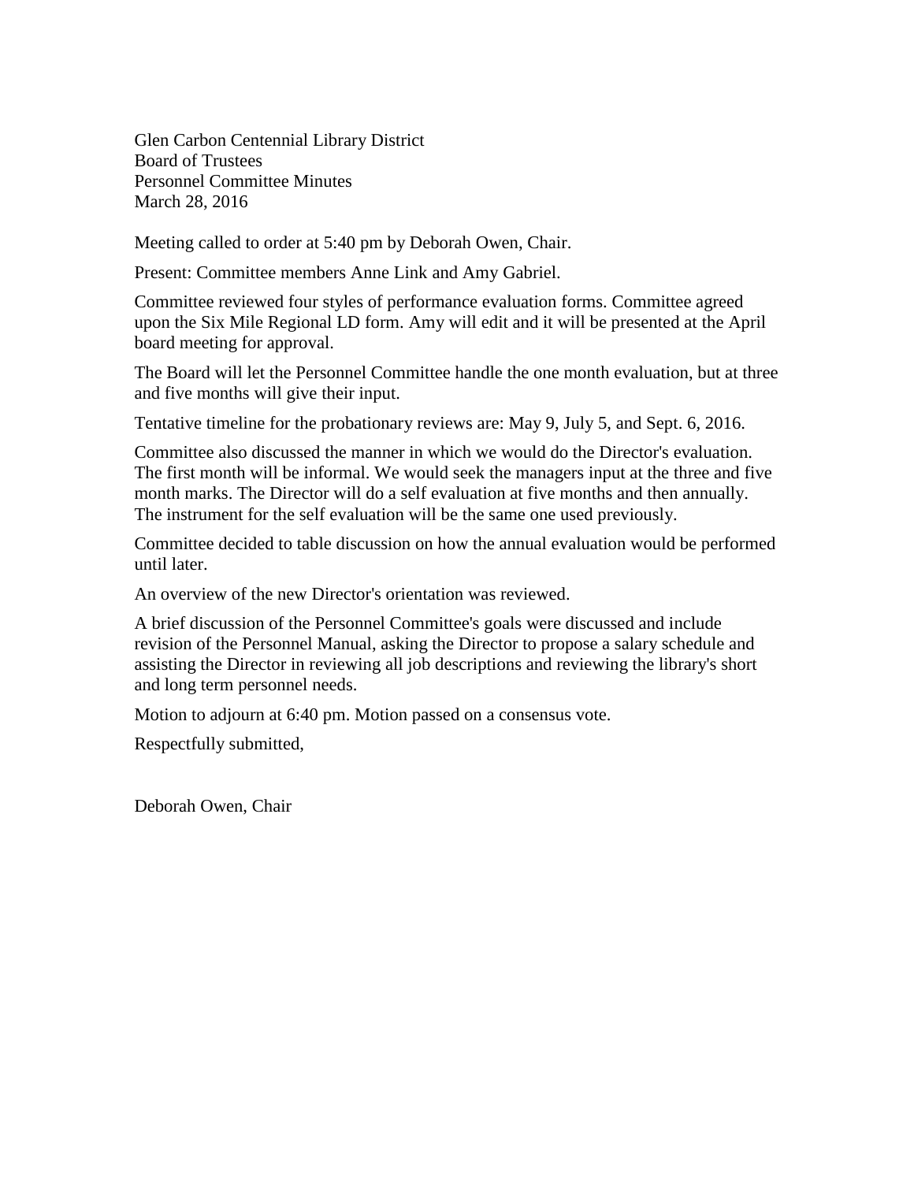Glen Carbon Centennial Library District
Board of Trustees
Personnel Committee Minutes
March 28, 2016

Meeting called to order at 5:40 pm by Deborah Owen, Chair.

Present: Committee members Anne Link and Amy Gabriel.

Committee reviewed four styles of performance evaluation forms. Committee agreed upon the Six Mile Regional LD form. Amy will edit and it will be presented at the April board meeting for approval.

The Board will let the Personnel Committee handle the one month evaluation, but at three and five months will give their input.

Tentative timeline for the probationary reviews are: May 9, July 5, and Sept. 6, 2016.

Committee also discussed the manner in which we would do the Director's evaluation. The first month will be informal. We would seek the managers input at the three and five month marks. The Director will do a self evaluation at five months and then annually. The instrument for the self evaluation will be the same one used previously.

Committee decided to table discussion on how the annual evaluation would be performed until later.

An overview of the new Director's orientation was reviewed.

A brief discussion of the Personnel Committee's goals were discussed and include revision of the Personnel Manual, asking the Director to propose a salary schedule and assisting the Director in reviewing all job descriptions and reviewing the library's short and long term personnel needs.

Motion to adjourn at 6:40 pm. Motion passed on a consensus vote.

Respectfully submitted,

Deborah Owen, Chair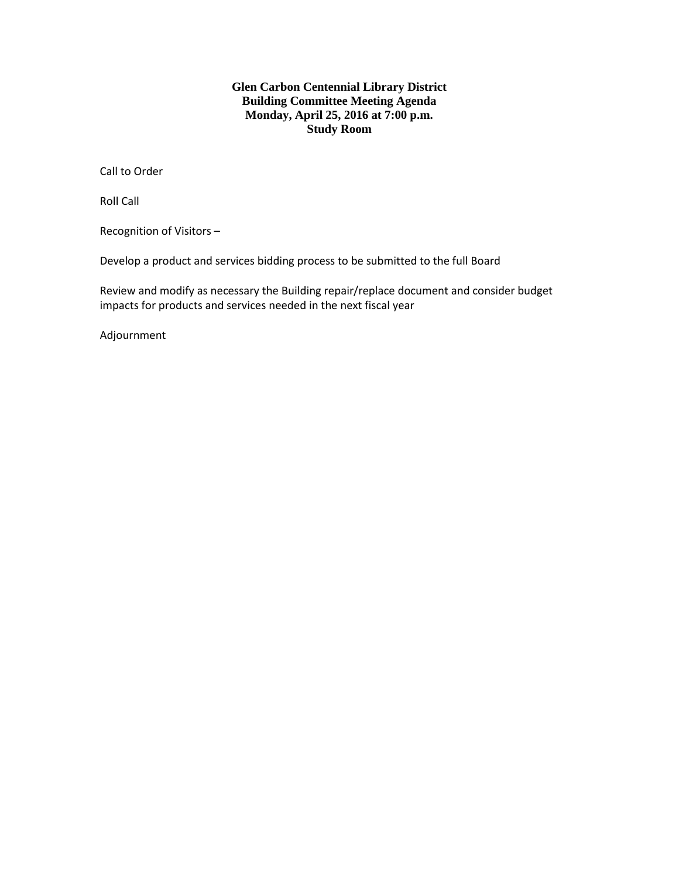**Glen Carbon Centennial Library District**
**Building Committee Meeting Agenda**
**Monday, April 25, 2016 at 7:00 p.m.**
**Study Room**

Call to Order

Roll Call

Recognition of Visitors –

Develop a product and services bidding process to be submitted to the full Board

Review and modify as necessary the Building repair/replace document and consider budget impacts for products and services needed in the next fiscal year

Adjournment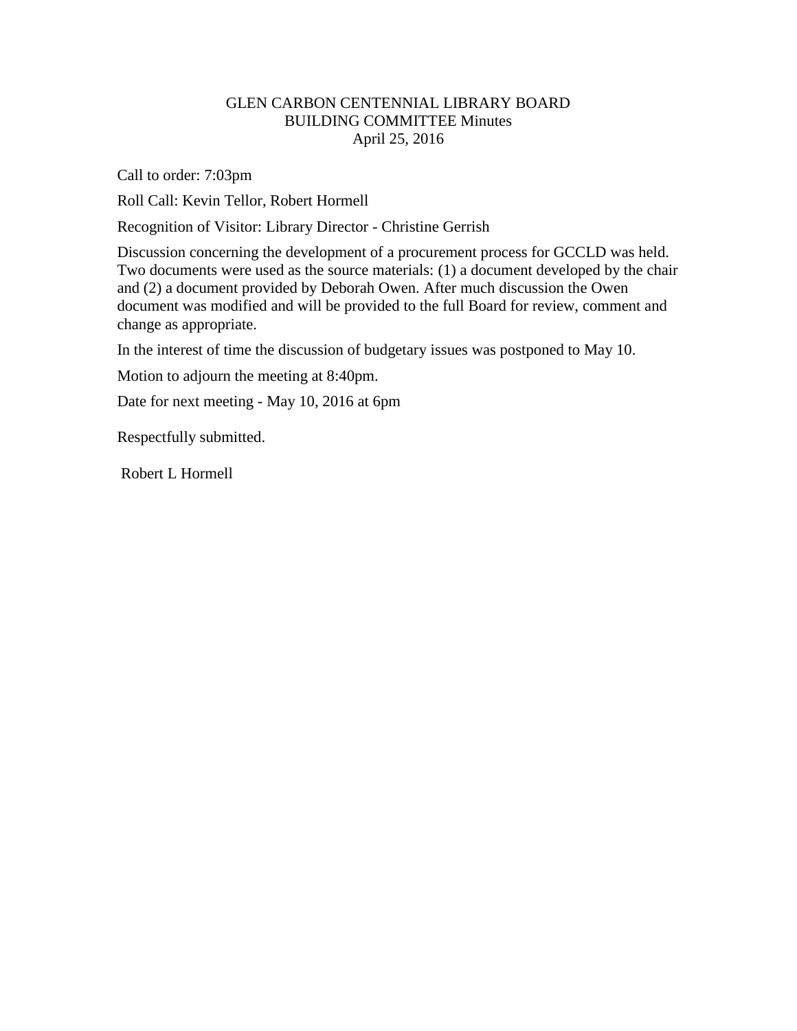# GLEN CARBON CENTENNIAL LIBRARY BOARD
## BUILDING COMMITTEE Minutes
### April 25, 2016

Call to order: 7:03pm

Roll Call: Kevin Tellor, Robert Hormell

Recognition of Visitor: Library Director - Christine Gerrish

Discussion concerning the development of a procurement process for GCCLD was held. Two documents were used as the source materials: (1) a document developed by the chair and (2) a document provided by Deborah Owen. After much discussion the Owen document was modified and will be provided to the full Board for review, comment and change as appropriate.

In the interest of time the discussion of budgetary issues was postponed to May 10.

Motion to adjourn the meeting at 8:40pm.

Date for next meeting - May 10, 2016 at 6pm

Respectfully submitted.

Robert L Hormell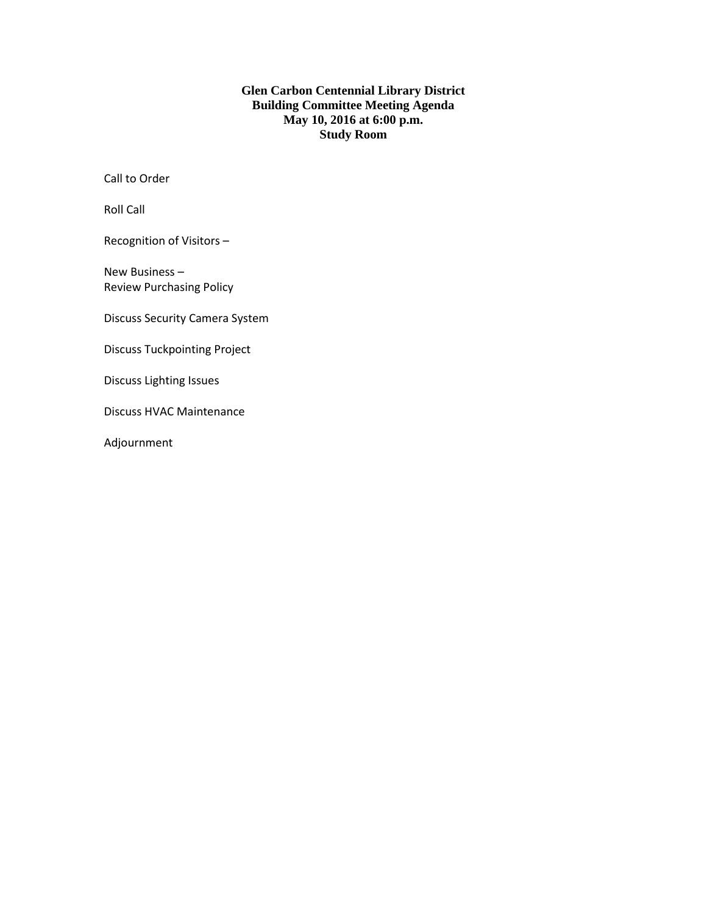**Glen Carbon Centennial Library District**
**Building Committee Meeting Agenda**
**May 10, 2016 at 6:00 p.m.**
**Study Room**

Call to Order

Roll Call

Recognition of Visitors –

New Business –
Review Purchasing Policy

Discuss Security Camera System

Discuss Tuckpointing Project

Discuss Lighting Issues

Discuss HVAC Maintenance

Adjournment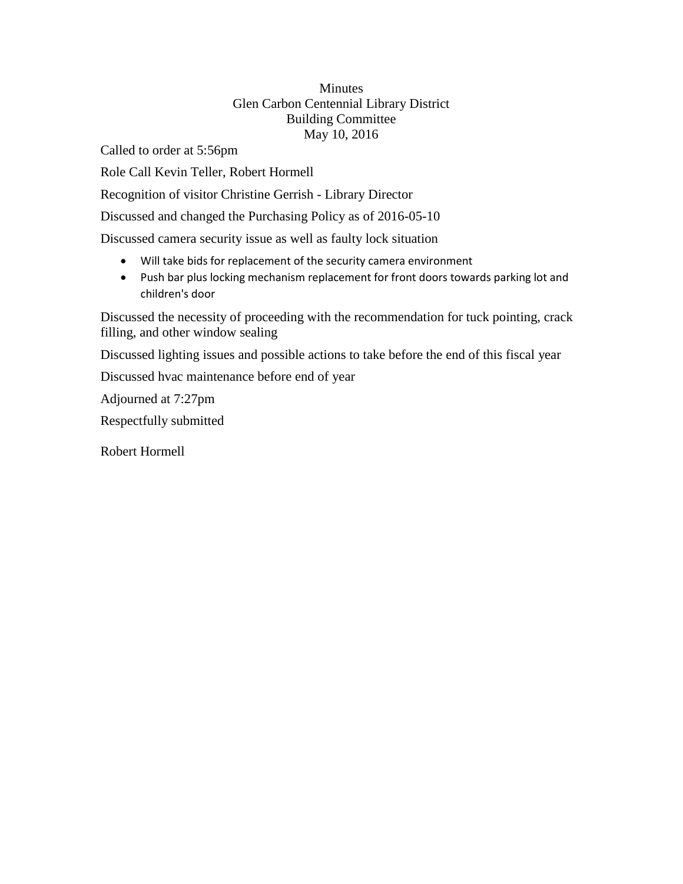Minutes
Glen Carbon Centennial Library District
Building Committee
May 10, 2016

Called to order at 5:56pm

Role Call Kevin Teller, Robert Hormell

Recognition of visitor Christine Gerrish - Library Director

Discussed and changed the Purchasing Policy as of 2016-05-10

Discussed camera security issue as well as faulty lock situation

- Will take bids for replacement of the security camera environment
- Push bar plus locking mechanism replacement for front doors towards parking lot and children's door

Discussed the necessity of proceeding with the recommendation for tuck pointing, crack filling, and other window sealing

Discussed lighting issues and possible actions to take before the end of this fiscal year

Discussed hvac maintenance before end of year

Adjourned at 7:27pm

Respectfully submitted

Robert Hormell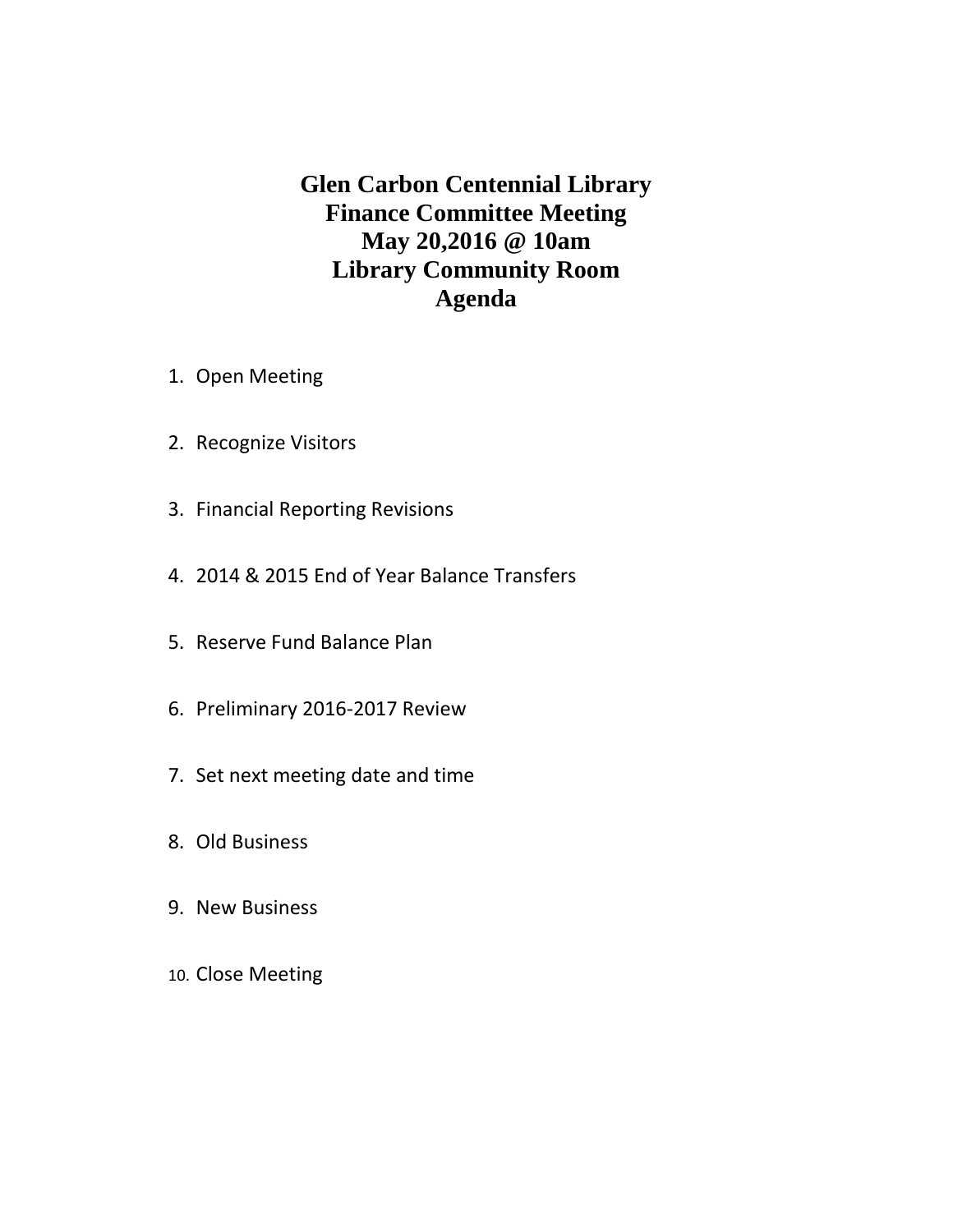# Glen Carbon Centennial Library
## Finance Committee Meeting
## May 20,2016 @ 10am
## Library Community Room
## Agenda

1. Open Meeting
2. Recognize Visitors
3. Financial Reporting Revisions
4. 2014 & 2015 End of Year Balance Transfers
5. Reserve Fund Balance Plan
6. Preliminary 2016-2017 Review
7. Set next meeting date and time
8. Old Business
9. New Business
10. Close Meeting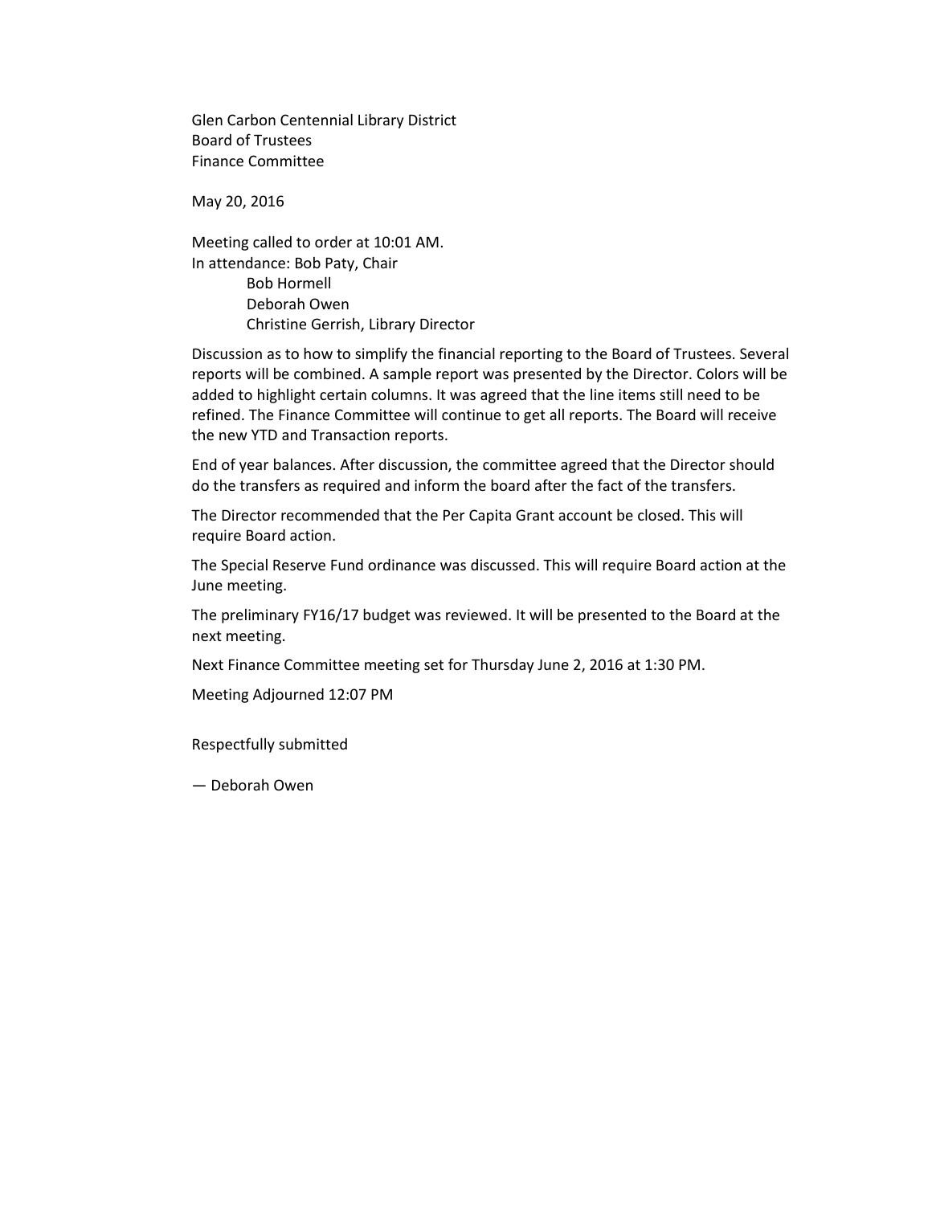Glen Carbon Centennial Library District
Board of Trustees
Finance Committee

May 20, 2016

Meeting called to order at 10:01 AM.
In attendance: Bob Paty, Chair
Bob Hormell
Deborah Owen
Christine Gerrish, Library Director

Discussion as to how to simplify the financial reporting to the Board of Trustees. Several reports will be combined. A sample report was presented by the Director. Colors will be added to highlight certain columns. It was agreed that the line items still need to be refined. The Finance Committee will continue to get all reports. The Board will receive the new YTD and Transaction reports.

End of year balances. After discussion, the committee agreed that the Director should do the transfers as required and inform the board after the fact of the transfers.

The Director recommended that the Per Capita Grant account be closed. This will require Board action.

The Special Reserve Fund ordinance was discussed. This will require Board action at the June meeting.

The preliminary FY16/17 budget was reviewed. It will be presented to the Board at the next meeting.

Next Finance Committee meeting set for Thursday June 2, 2016 at 1:30 PM.

Meeting Adjourned 12:07 PM

Respectfully submitted

— Deborah Owen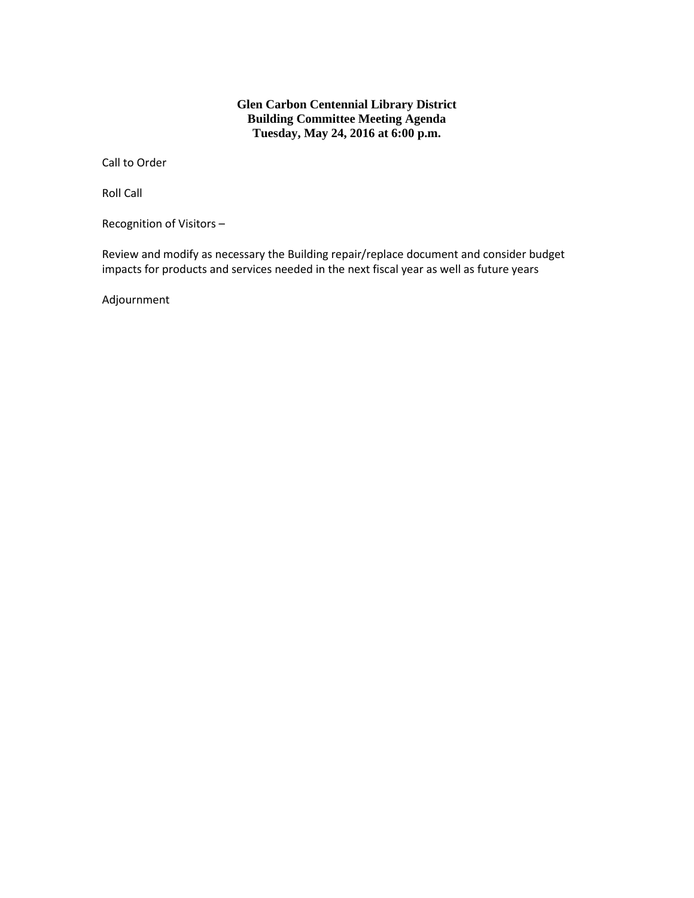**Glen Carbon Centennial Library District**
**Building Committee Meeting Agenda**
**Tuesday, May 24, 2016 at 6:00 p.m.**

Call to Order

Roll Call

Recognition of Visitors –

Review and modify as necessary the Building repair/replace document and consider budget impacts for products and services needed in the next fiscal year as well as future years

Adjournment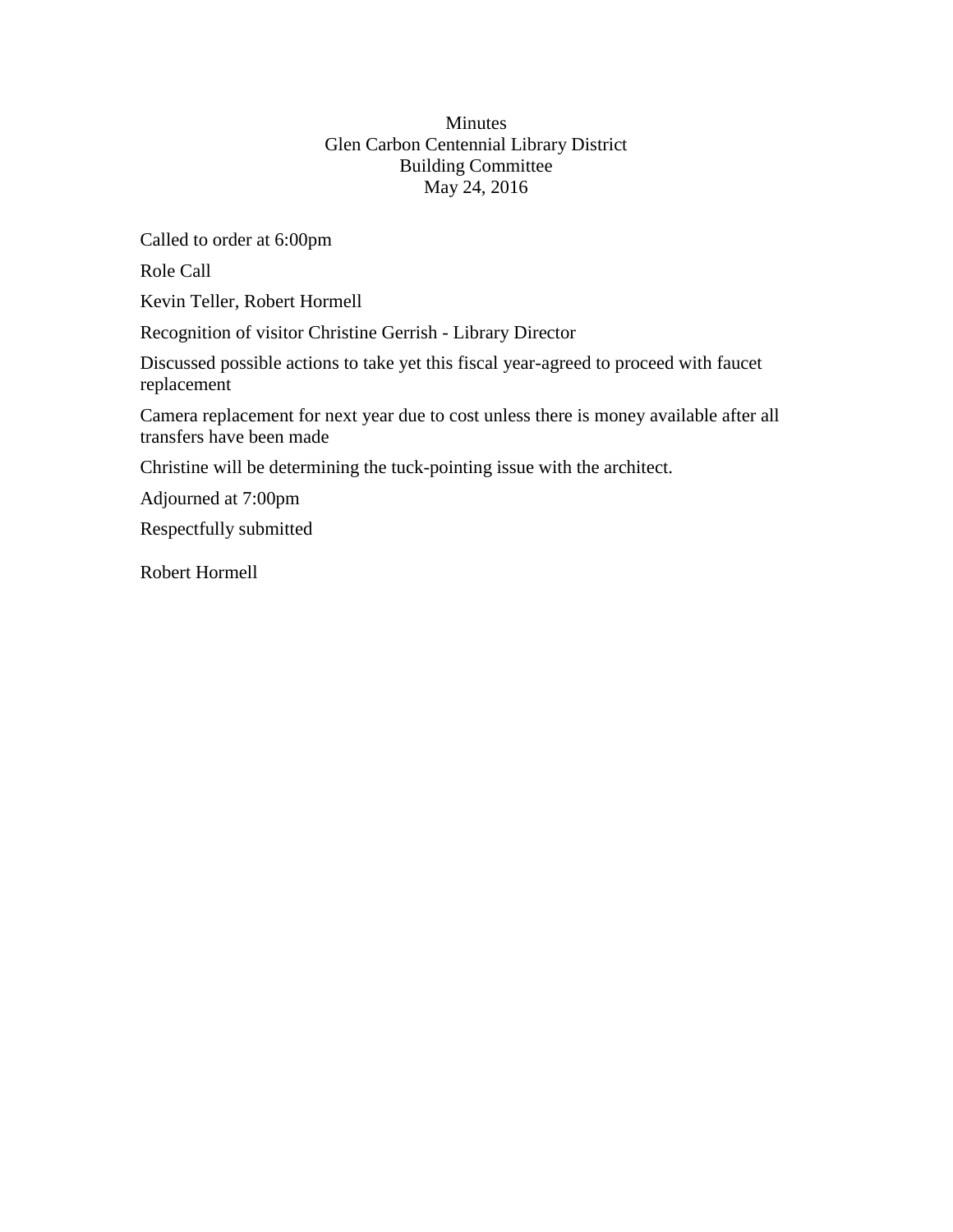Minutes
Glen Carbon Centennial Library District
Building Committee
May 24, 2016

Called to order at 6:00pm

Role Call

Kevin Teller, Robert Hormell

Recognition of visitor Christine Gerrish - Library Director

Discussed possible actions to take yet this fiscal year-agreed to proceed with faucet replacement

Camera replacement for next year due to cost unless there is money available after all transfers have been made

Christine will be determining the tuck-pointing issue with the architect.

Adjourned at 7:00pm

Respectfully submitted

Robert Hormell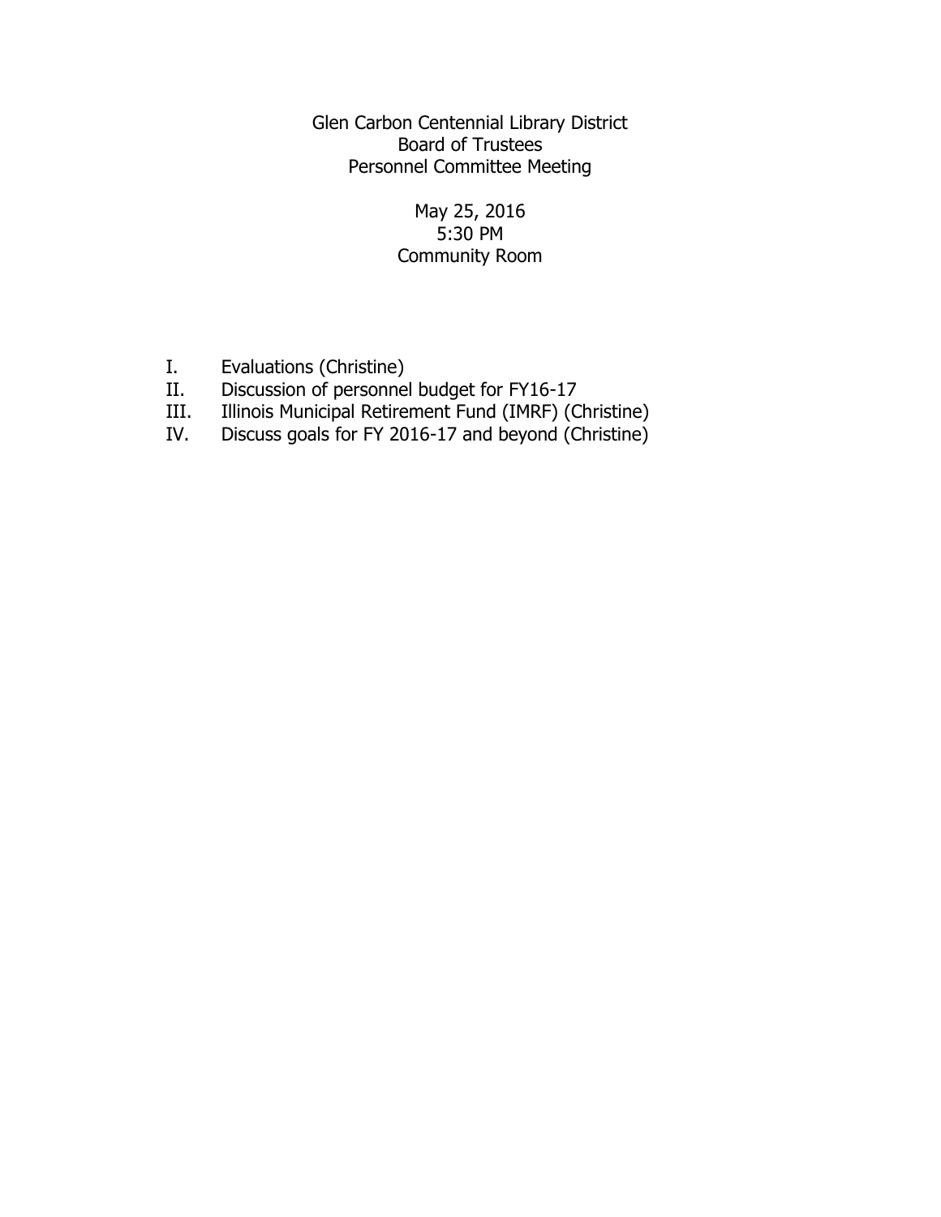Glen Carbon Centennial Library District
Board of Trustees
Personnel Committee Meeting

May 25, 2016
5:30 PM
Community Room

I. Evaluations (Christine)
II. Discussion of personnel budget for FY16-17
III. Illinois Municipal Retirement Fund (IMRF) (Christine)
IV. Discuss goals for FY 2016-17 and beyond (Christine)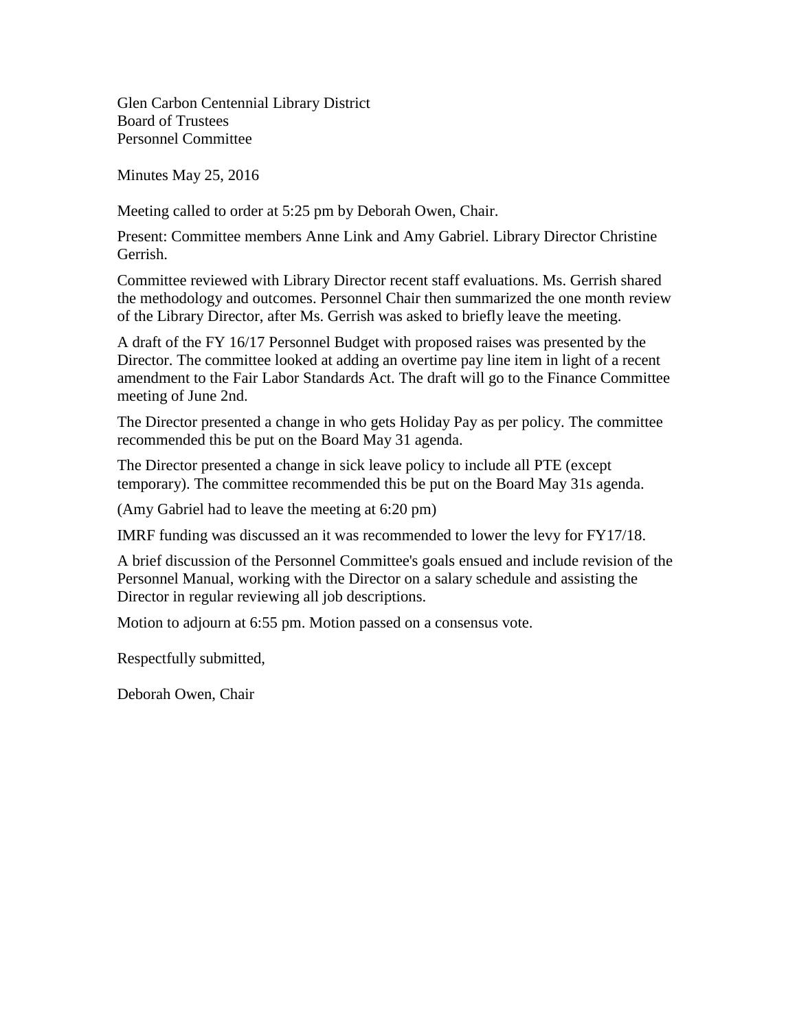Glen Carbon Centennial Library District
Board of Trustees
Personnel Committee

Minutes May 25, 2016

Meeting called to order at 5:25 pm by Deborah Owen, Chair.

Present: Committee members Anne Link and Amy Gabriel. Library Director Christine Gerrish.

Committee reviewed with Library Director recent staff evaluations. Ms. Gerrish shared the methodology and outcomes. Personnel Chair then summarized the one month review of the Library Director, after Ms. Gerrish was asked to briefly leave the meeting.

A draft of the FY 16/17 Personnel Budget with proposed raises was presented by the Director. The committee looked at adding an overtime pay line item in light of a recent amendment to the Fair Labor Standards Act. The draft will go to the Finance Committee meeting of June 2nd.

The Director presented a change in who gets Holiday Pay as per policy. The committee recommended this be put on the Board May 31 agenda.

The Director presented a change in sick leave policy to include all PTE (except temporary). The committee recommended this be put on the Board May 31s agenda.

(Amy Gabriel had to leave the meeting at 6:20 pm)

IMRF funding was discussed an it was recommended to lower the levy for FY17/18.

A brief discussion of the Personnel Committee's goals ensued and include revision of the Personnel Manual, working with the Director on a salary schedule and assisting the Director in regular reviewing all job descriptions.

Motion to adjourn at 6:55 pm. Motion passed on a consensus vote.

Respectfully submitted,

Deborah Owen, Chair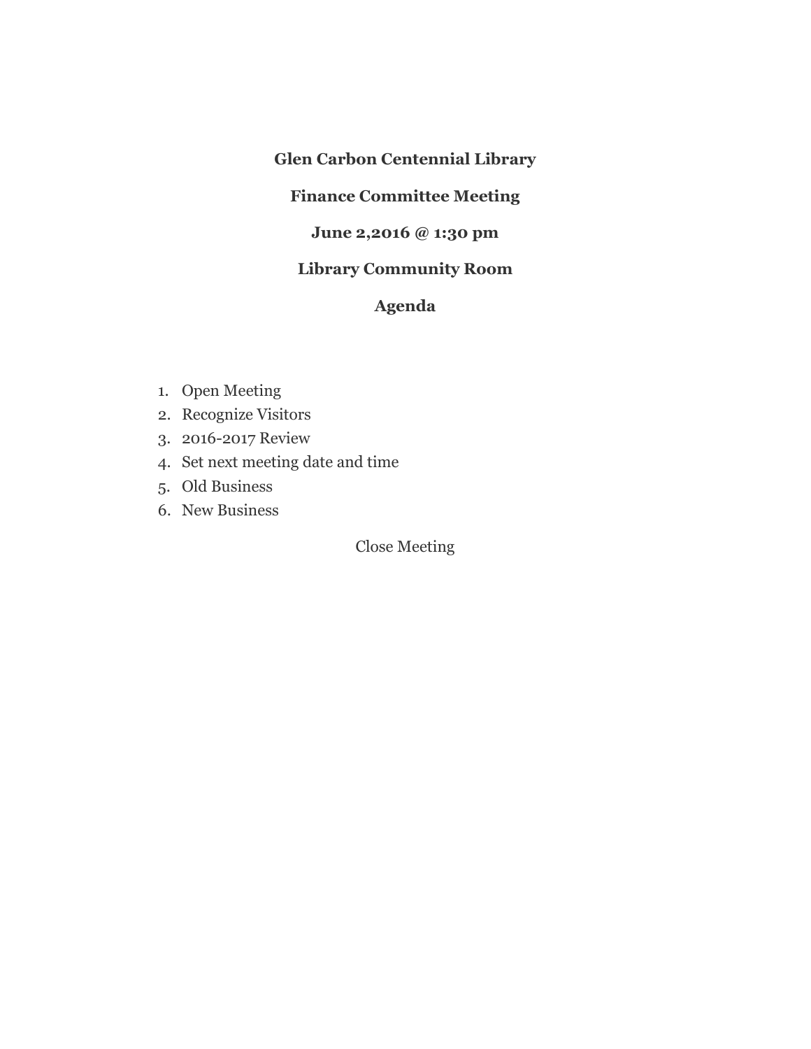**Glen Carbon Centennial Library**

**Finance Committee Meeting**

**June 2,2016 @ 1:30 pm**

**Library Community Room**

**Agenda**

1. Open Meeting
2. Recognize Visitors
3. 2016-2017 Review
4. Set next meeting date and time
5. Old Business
6. New Business

Close Meeting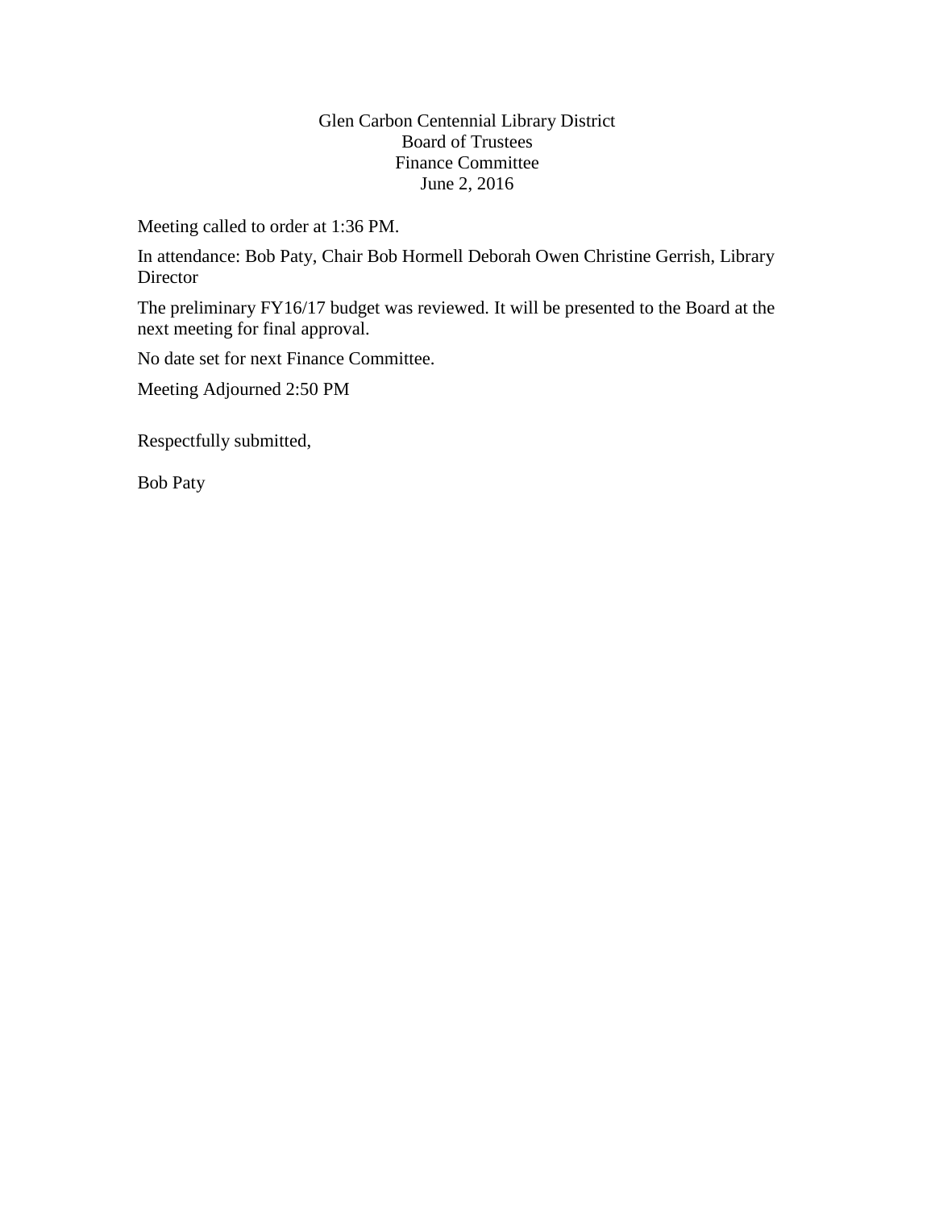Glen Carbon Centennial Library District
Board of Trustees
Finance Committee
June 2, 2016

Meeting called to order at 1:36 PM.

In attendance: Bob Paty, Chair Bob Hormell Deborah Owen Christine Gerrish, Library Director

The preliminary FY16/17 budget was reviewed. It will be presented to the Board at the next meeting for final approval.

No date set for next Finance Committee.

Meeting Adjourned 2:50 PM

Respectfully submitted,

Bob Paty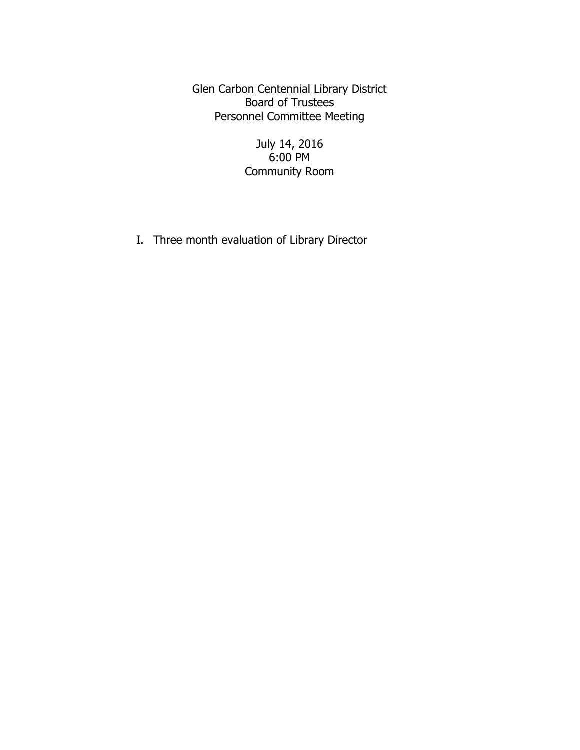Glen Carbon Centennial Library District
Board of Trustees
Personnel Committee Meeting

July 14, 2016
6:00 PM
Community Room

I. Three month evaluation of Library Director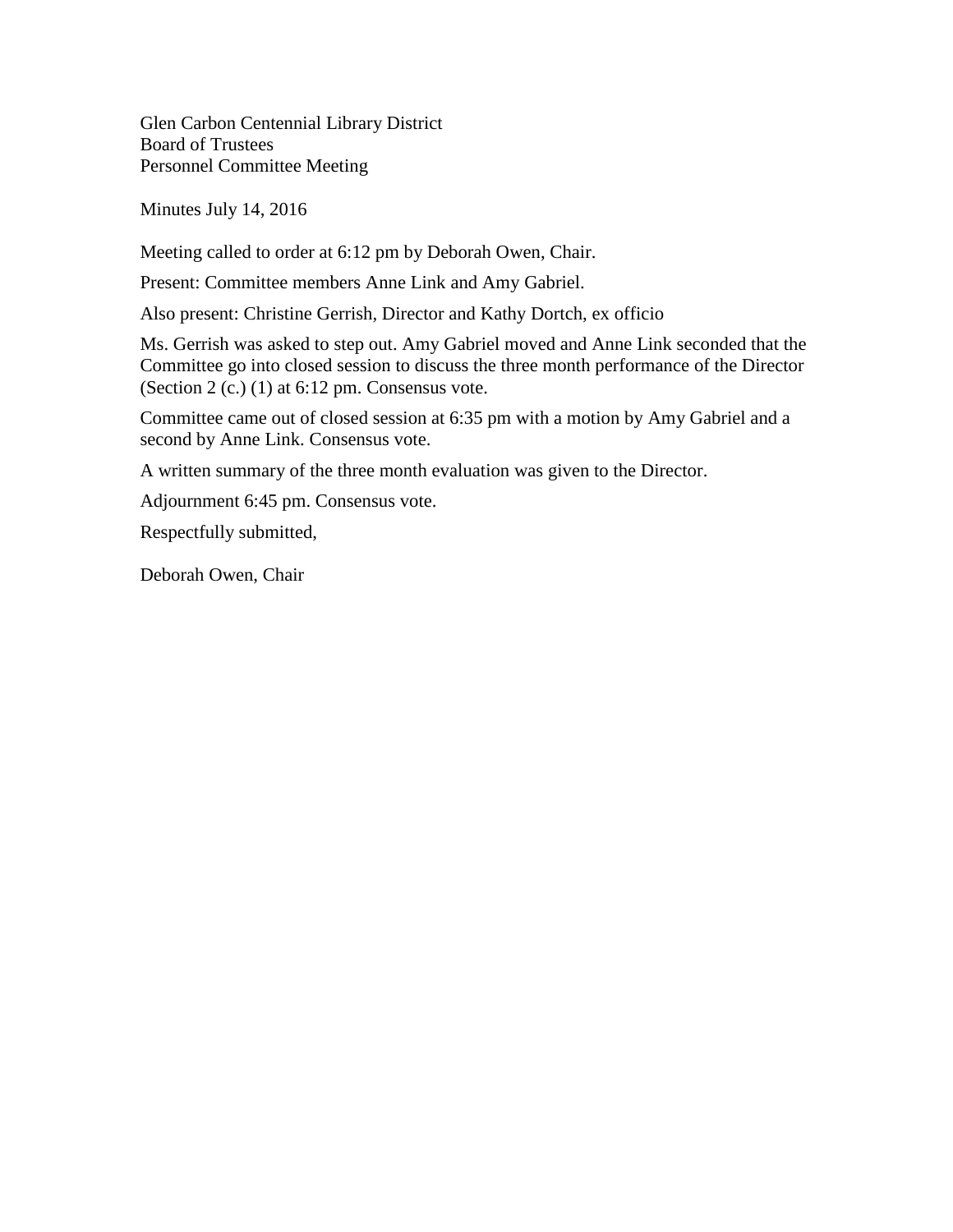Glen Carbon Centennial Library District
Board of Trustees
Personnel Committee Meeting

Minutes July 14, 2016

Meeting called to order at 6:12 pm by Deborah Owen, Chair.

Present: Committee members Anne Link and Amy Gabriel.

Also present: Christine Gerrish, Director and Kathy Dortch, ex officio

Ms. Gerrish was asked to step out. Amy Gabriel moved and Anne Link seconded that the Committee go into closed session to discuss the three month performance of the Director (Section 2 (c.) (1) at 6:12 pm. Consensus vote.

Committee came out of closed session at 6:35 pm with a motion by Amy Gabriel and a second by Anne Link. Consensus vote.

A written summary of the three month evaluation was given to the Director.

Adjournment 6:45 pm. Consensus vote.

Respectfully submitted,

Deborah Owen, Chair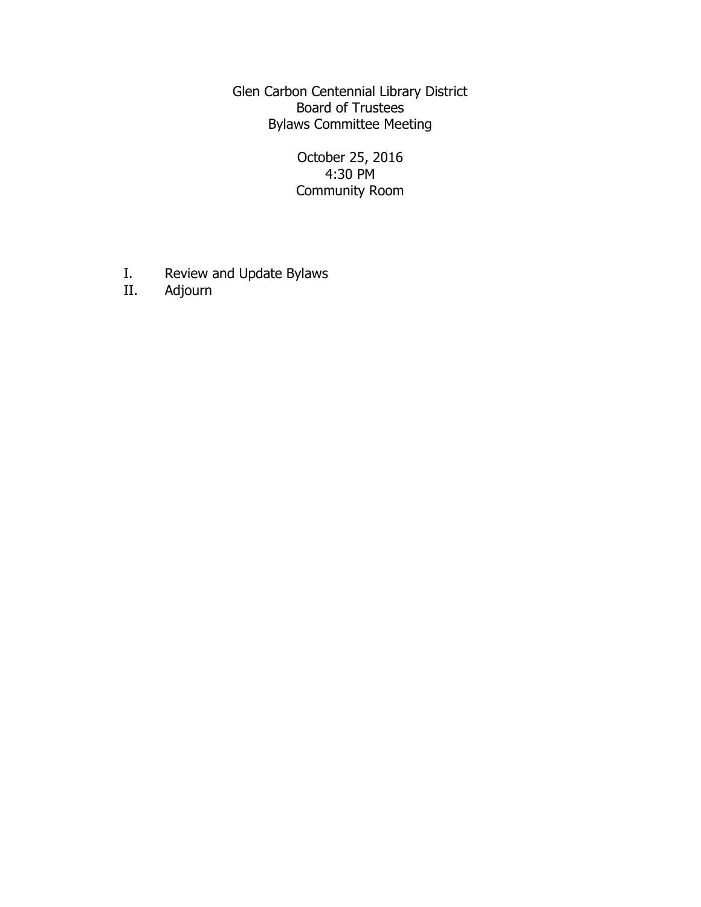Glen Carbon Centennial Library District
Board of Trustees
Bylaws Committee Meeting

October 25, 2016
4:30 PM
Community Room

I. Review and Update Bylaws

II. Adjourn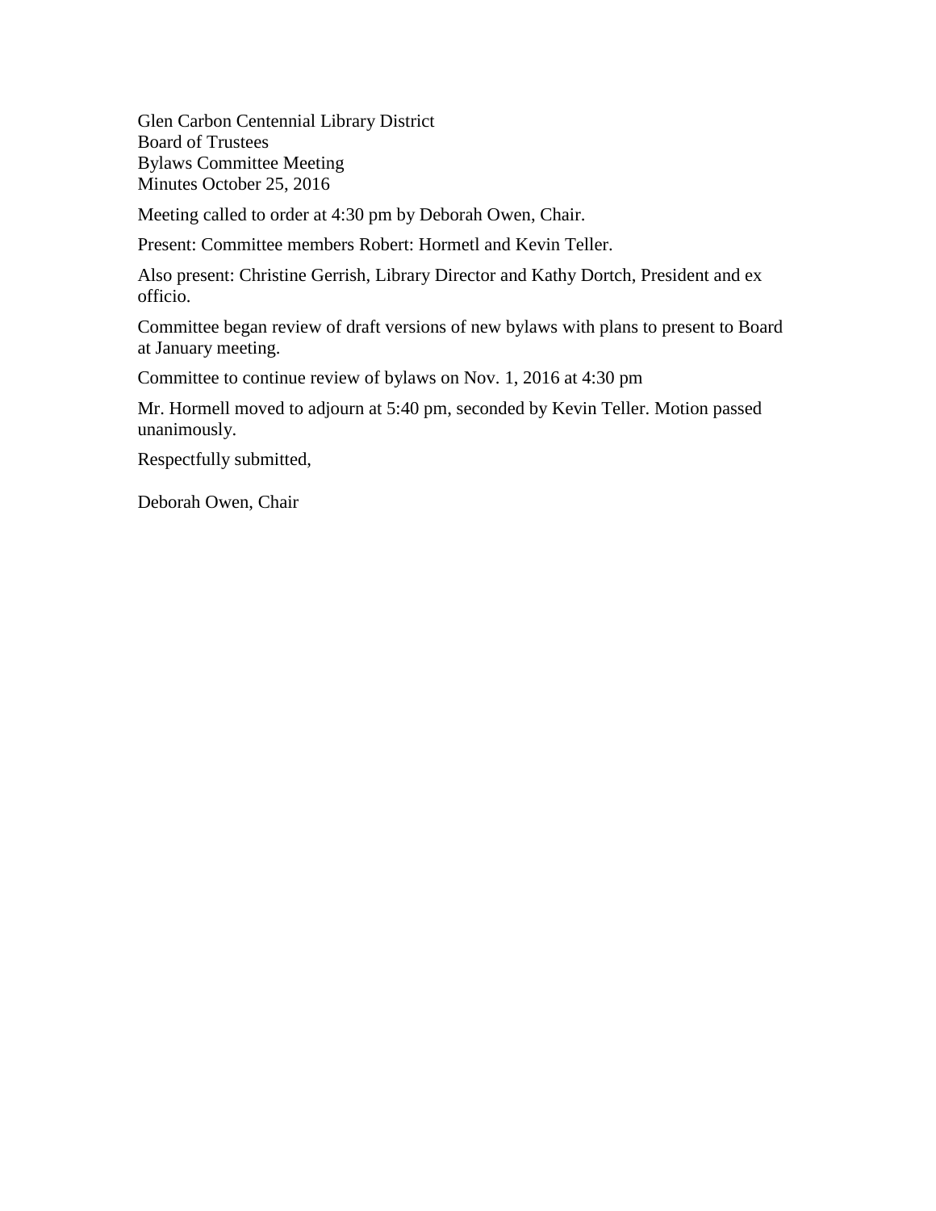Glen Carbon Centennial Library District
Board of Trustees
Bylaws Committee Meeting
Minutes October 25, 2016

Meeting called to order at 4:30 pm by Deborah Owen, Chair.

Present: Committee members Robert: Hormetl and Kevin Teller.

Also present: Christine Gerrish, Library Director and Kathy Dortch, President and ex officio.

Committee began review of draft versions of new bylaws with plans to present to Board at January meeting.

Committee to continue review of bylaws on Nov. 1, 2016 at 4:30 pm

Mr. Hormell moved to adjourn at 5:40 pm, seconded by Kevin Teller. Motion passed unanimously.

Respectfully submitted,

Deborah Owen, Chair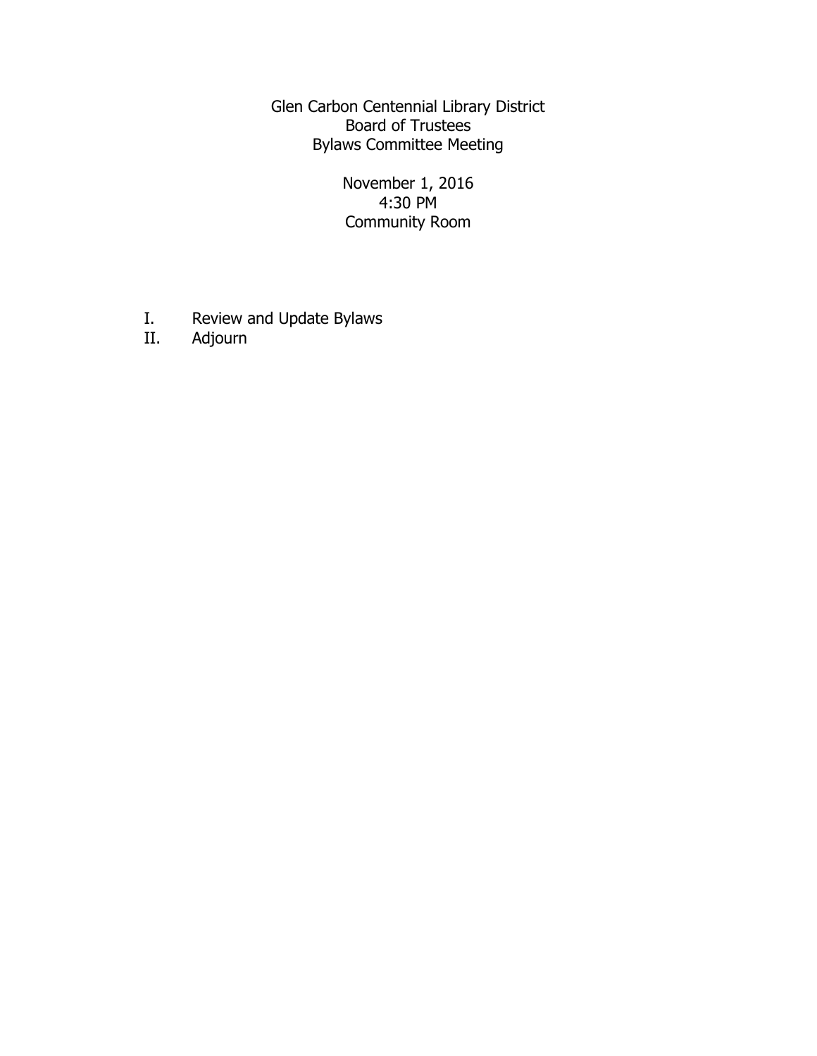# Glen Carbon Centennial Library District
## Board of Trustees
## Bylaws Committee Meeting

November 1, 2016
4:30 PM
Community Room

I. Review and Update Bylaws
II. Adjourn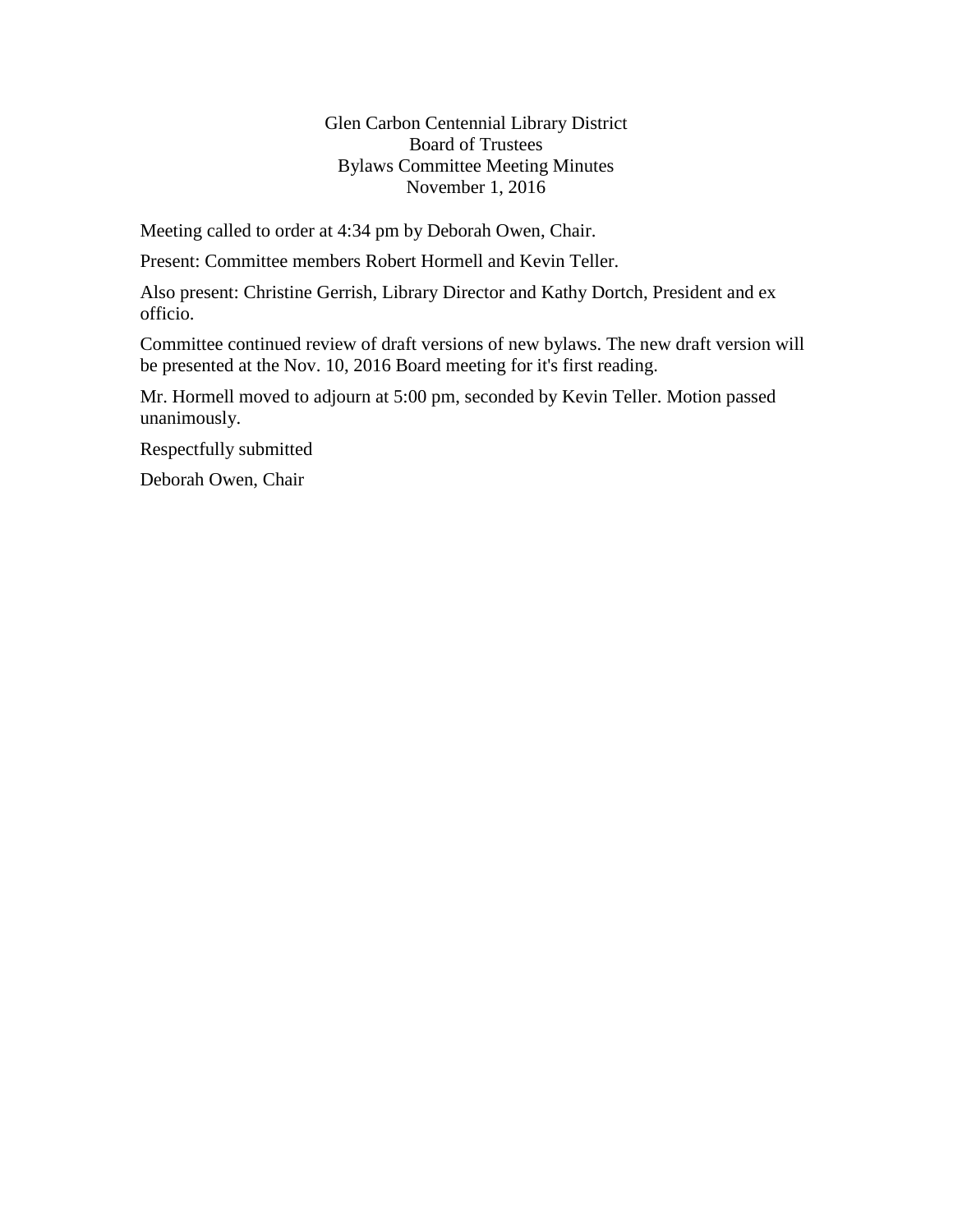Glen Carbon Centennial Library District
Board of Trustees
Bylaws Committee Meeting Minutes
November 1, 2016

Meeting called to order at 4:34 pm by Deborah Owen, Chair.

Present: Committee members Robert Hormell and Kevin Teller.

Also present: Christine Gerrish, Library Director and Kathy Dortch, President and ex officio.

Committee continued review of draft versions of new bylaws. The new draft version will be presented at the Nov. 10, 2016 Board meeting for it's first reading.

Mr. Hormell moved to adjourn at 5:00 pm, seconded by Kevin Teller. Motion passed unanimously.

Respectfully submitted

Deborah Owen, Chair